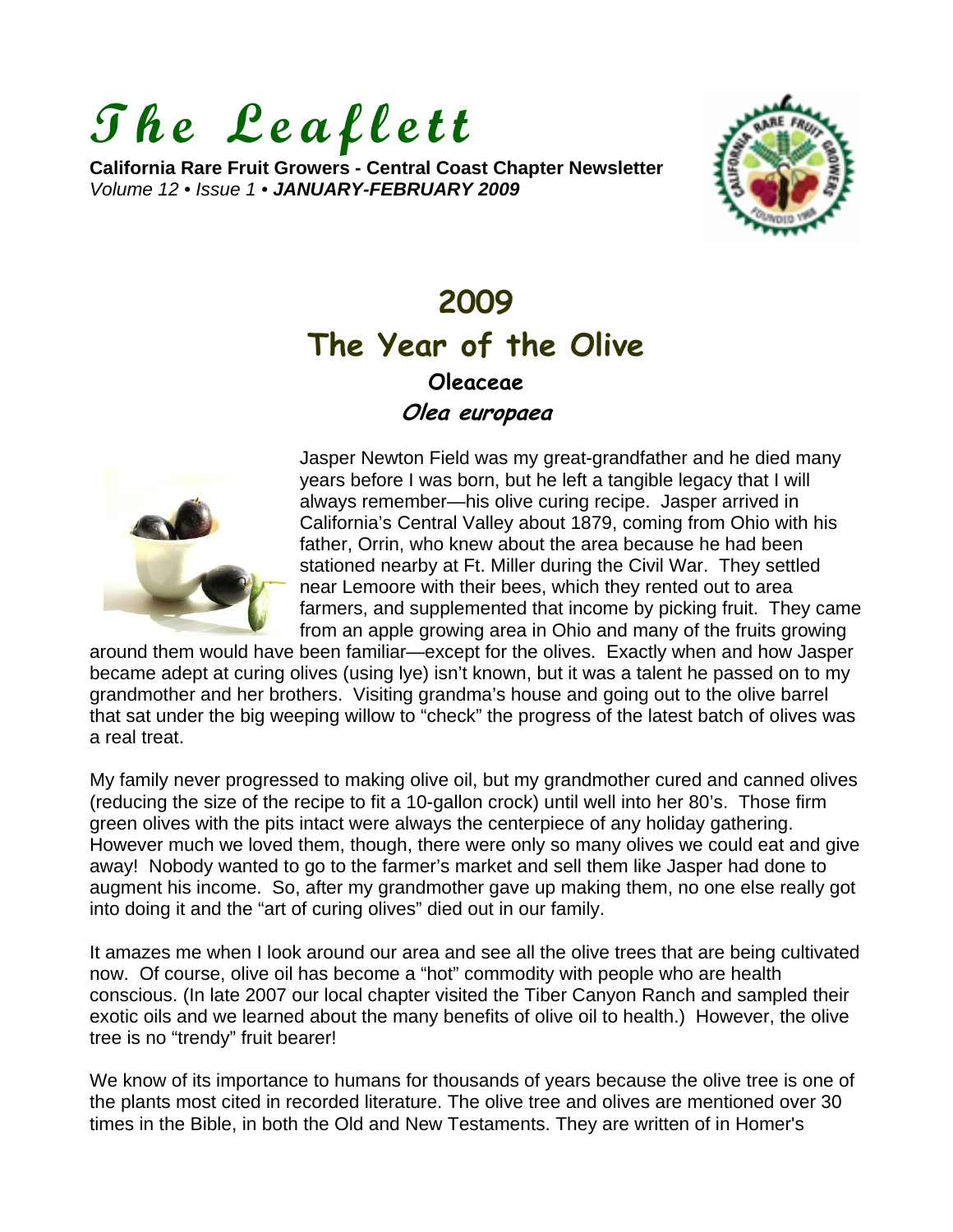# *The Leaflett*

**California Rare Fruit Growers - Central Coast Chapter Newsletter**
*Volume 12 • Issue 1 • **JANUARY-FEBRUARY 2009***

## 2009
## The Year of the Olive

### Oleaceae
### *Olea europaea*

Jasper Newton Field was my great-grandfather and he died many years before I was born, but he left a tangible legacy that I will always remember—his olive curing recipe. Jasper arrived in California's Central Valley about 1879, coming from Ohio with his father, Orrin, who knew about the area because he had been stationed nearby at Ft. Miller during the Civil War. They settled near Lemoore with their bees, which they rented out to area farmers, and supplemented that income by picking fruit. They came from an apple growing area in Ohio and many of the fruits growing around them would have been familiar—except for the olives. Exactly when and how Jasper became adept at curing olives (using lye) isn't known, but it was a talent he passed on to my grandmother and her brothers. Visiting grandma's house and going out to the olive barrel that sat under the big weeping willow to "check" the progress of the latest batch of olives was a real treat.

My family never progressed to making olive oil, but my grandmother cured and canned olives (reducing the size of the recipe to fit a 10-gallon crock) until well into her 80's. Those firm green olives with the pits intact were always the centerpiece of any holiday gathering. However much we loved them, though, there were only so many olives we could eat and give away! Nobody wanted to go to the farmer's market and sell them like Jasper had done to augment his income. So, after my grandmother gave up making them, no one else really got into doing it and the "art of curing olives" died out in our family.

It amazes me when I look around our area and see all the olive trees that are being cultivated now. Of course, olive oil has become a "hot" commodity with people who are health conscious. (In late 2007 our local chapter visited the Tiber Canyon Ranch and sampled their exotic oils and we learned about the many benefits of olive oil to health.) However, the olive tree is no "trendy" fruit bearer!

We know of its importance to humans for thousands of years because the olive tree is one of the plants most cited in recorded literature. The olive tree and olives are mentioned over 30 times in the Bible, in both the Old and New Testaments. They are written of in Homer's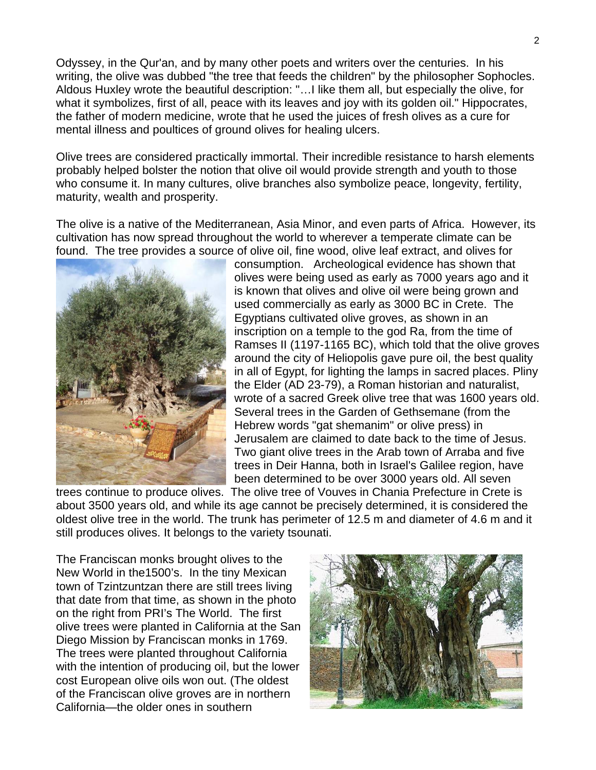Odyssey, in the Qur'an, and by many other poets and writers over the centuries. In his writing, the olive was dubbed "the tree that feeds the children" by the philosopher Sophocles. Aldous Huxley wrote the beautiful description: "…I like them all, but especially the olive, for what it symbolizes, first of all, peace with its leaves and joy with its golden oil." Hippocrates, the father of modern medicine, wrote that he used the juices of fresh olives as a cure for mental illness and poultices of ground olives for healing ulcers.

Olive trees are considered practically immortal. Their incredible resistance to harsh elements probably helped bolster the notion that olive oil would provide strength and youth to those who consume it. In many cultures, olive branches also symbolize peace, longevity, fertility, maturity, wealth and prosperity.

The olive is a native of the Mediterranean, Asia Minor, and even parts of Africa. However, its cultivation has now spread throughout the world to wherever a temperate climate can be found. The tree provides a source of olive oil, fine wood, olive leaf extract, and olives for consumption. Archeological evidence has shown that olives were being used as early as 7000 years ago and it is known that olives and olive oil were being grown and used commercially as early as 3000 BC in Crete. The Egyptians cultivated olive groves, as shown in an inscription on a temple to the god Ra, from the time of Ramses II (1197-1165 BC), which told that the olive groves around the city of Heliopolis gave pure oil, the best quality in all of Egypt, for lighting the lamps in sacred places. Pliny the Elder (AD 23-79), a Roman historian and naturalist, wrote of a sacred Greek olive tree that was 1600 years old. Several trees in the Garden of Gethsemane (from the Hebrew words "gat shemanim" or olive press) in Jerusalem are claimed to date back to the time of Jesus. Two giant olive trees in the Arab town of Arraba and five trees in Deir Hanna, both in Israel's Galilee region, have been determined to be over 3000 years old. All seven trees continue to produce olives. The olive tree of Vouves in Chania Prefecture in Crete is about 3500 years old, and while its age cannot be precisely determined, it is considered the oldest olive tree in the world. The trunk has perimeter of 12.5 m and diameter of 4.6 m and it still produces olives. It belongs to the variety tsounati.

The Franciscan monks brought olives to the New World in the1500's. In the tiny Mexican town of Tzintzuntzan there are still trees living that date from that time, as shown in the photo on the right from PRI's The World. The first olive trees were planted in California at the San Diego Mission by Franciscan monks in 1769. The trees were planted throughout California with the intention of producing oil, but the lower cost European olive oils won out. (The oldest of the Franciscan olive groves are in northern California—the older ones in southern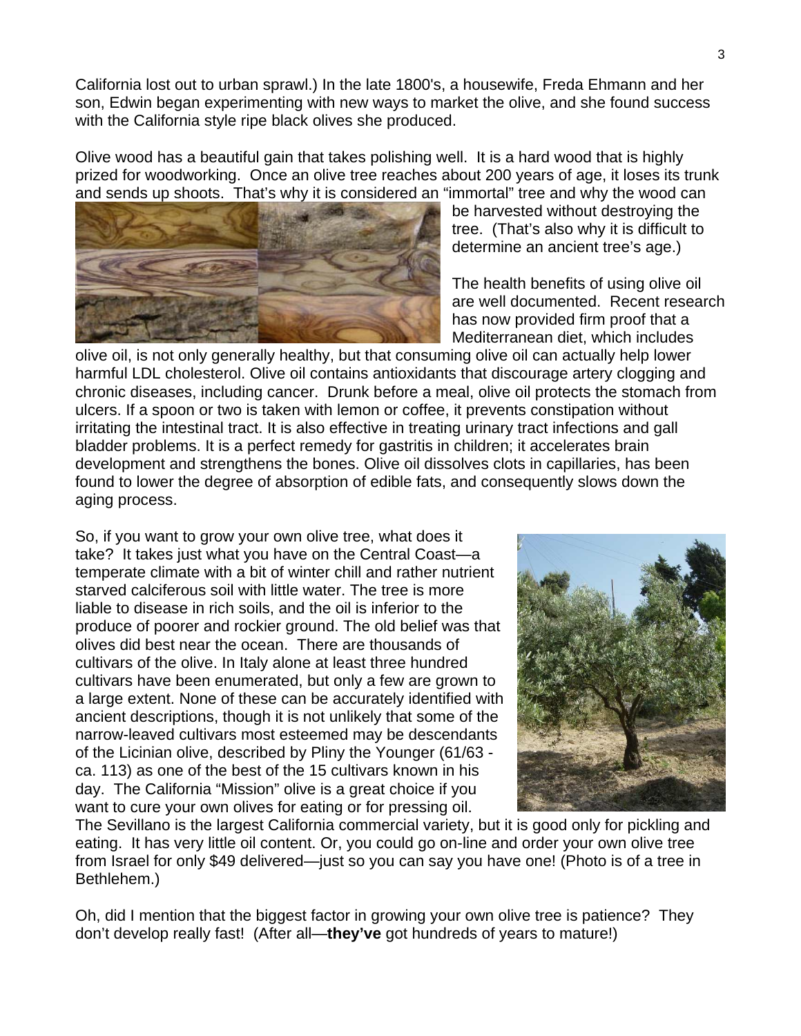California lost out to urban sprawl.) In the late 1800's, a housewife, Freda Ehmann and her son, Edwin began experimenting with new ways to market the olive, and she found success with the California style ripe black olives she produced.

Olive wood has a beautiful gain that takes polishing well. It is a hard wood that is highly prized for woodworking. Once an olive tree reaches about 200 years of age, it loses its trunk and sends up shoots. That's why it is considered an "immortal" tree and why the wood can be harvested without destroying the tree. (That's also why it is difficult to determine an ancient tree's age.)

The health benefits of using olive oil are well documented. Recent research has now provided firm proof that a Mediterranean diet, which includes olive oil, is not only generally healthy, but that consuming olive oil can actually help lower harmful LDL cholesterol. Olive oil contains antioxidants that discourage artery clogging and chronic diseases, including cancer. Drunk before a meal, olive oil protects the stomach from ulcers. If a spoon or two is taken with lemon or coffee, it prevents constipation without irritating the intestinal tract. It is also effective in treating urinary tract infections and gall bladder problems. It is a perfect remedy for gastritis in children; it accelerates brain development and strengthens the bones. Olive oil dissolves clots in capillaries, has been found to lower the degree of absorption of edible fats, and consequently slows down the aging process.

So, if you want to grow your own olive tree, what does it take? It takes just what you have on the Central Coast—a temperate climate with a bit of winter chill and rather nutrient starved calciferous soil with little water. The tree is more liable to disease in rich soils, and the oil is inferior to the produce of poorer and rockier ground. The old belief was that olives did best near the ocean. There are thousands of cultivars of the olive. In Italy alone at least three hundred cultivars have been enumerated, but only a few are grown to a large extent. None of these can be accurately identified with ancient descriptions, though it is not unlikely that some of the narrow-leaved cultivars most esteemed may be descendants of the Licinian olive, described by Pliny the Younger (61/63 - ca. 113) as one of the best of the 15 cultivars known in his day. The California "Mission" olive is a great choice if you want to cure your own olives for eating or for pressing oil. The Sevillano is the largest California commercial variety, but it is good only for pickling and eating. It has very little oil content. Or, you could go on-line and order your own olive tree from Israel for only $49 delivered—just so you can say you have one! (Photo is of a tree in Bethlehem.)

Oh, did I mention that the biggest factor in growing your own olive tree is patience? They don't develop really fast! (After all—**they've** got hundreds of years to mature!)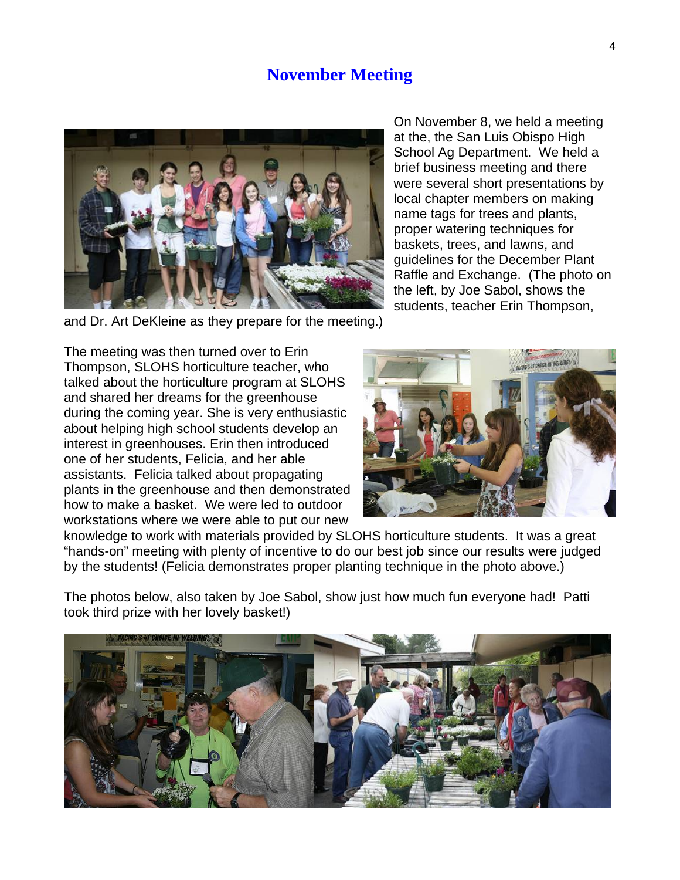## November Meeting

On November 8, we held a meeting at the, the San Luis Obispo High School Ag Department. We held a brief business meeting and there were several short presentations by local chapter members on making name tags for trees and plants, proper watering techniques for baskets, trees, and lawns, and guidelines for the December Plant Raffle and Exchange. (The photo on the left, by Joe Sabol, shows the students, teacher Erin Thompson, and Dr. Art DeKleine as they prepare for the meeting.)

The meeting was then turned over to Erin Thompson, SLOHS horticulture teacher, who talked about the horticulture program at SLOHS and shared her dreams for the greenhouse during the coming year. She is very enthusiastic about helping high school students develop an interest in greenhouses. Erin then introduced one of her students, Felicia, and her able assistants. Felicia talked about propagating plants in the greenhouse and then demonstrated how to make a basket. We were led to outdoor workstations where we were able to put our new knowledge to work with materials provided by SLOHS horticulture students. It was a great "hands-on" meeting with plenty of incentive to do our best job since our results were judged by the students! (Felicia demonstrates proper planting technique in the photo above.)

The photos below, also taken by Joe Sabol, show just how much fun everyone had! Patti took third prize with her lovely basket!)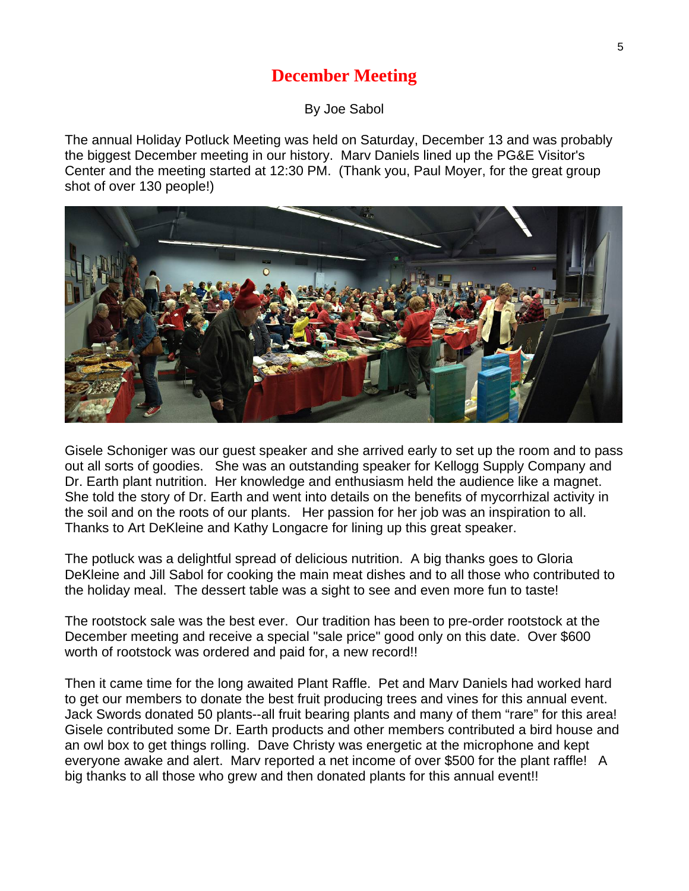# December Meeting

By Joe Sabol

The annual Holiday Potluck Meeting was held on Saturday, December 13 and was probably the biggest December meeting in our history. Marv Daniels lined up the PG&E Visitor's Center and the meeting started at 12:30 PM. (Thank you, Paul Moyer, for the great group shot of over 130 people!)

Gisele Schoniger was our guest speaker and she arrived early to set up the room and to pass out all sorts of goodies. She was an outstanding speaker for Kellogg Supply Company and Dr. Earth plant nutrition. Her knowledge and enthusiasm held the audience like a magnet. She told the story of Dr. Earth and went into details on the benefits of mycorrhizal activity in the soil and on the roots of our plants. Her passion for her job was an inspiration to all. Thanks to Art DeKleine and Kathy Longacre for lining up this great speaker.

The potluck was a delightful spread of delicious nutrition. A big thanks goes to Gloria DeKleine and Jill Sabol for cooking the main meat dishes and to all those who contributed to the holiday meal. The dessert table was a sight to see and even more fun to taste!

The rootstock sale was the best ever. Our tradition has been to pre-order rootstock at the December meeting and receive a special "sale price" good only on this date. Over $600 worth of rootstock was ordered and paid for, a new record!!

Then it came time for the long awaited Plant Raffle. Pet and Marv Daniels had worked hard to get our members to donate the best fruit producing trees and vines for this annual event. Jack Swords donated 50 plants--all fruit bearing plants and many of them "rare" for this area! Gisele contributed some Dr. Earth products and other members contributed a bird house and an owl box to get things rolling. Dave Christy was energetic at the microphone and kept everyone awake and alert. Marv reported a net income of over $500 for the plant raffle! A big thanks to all those who grew and then donated plants for this annual event!!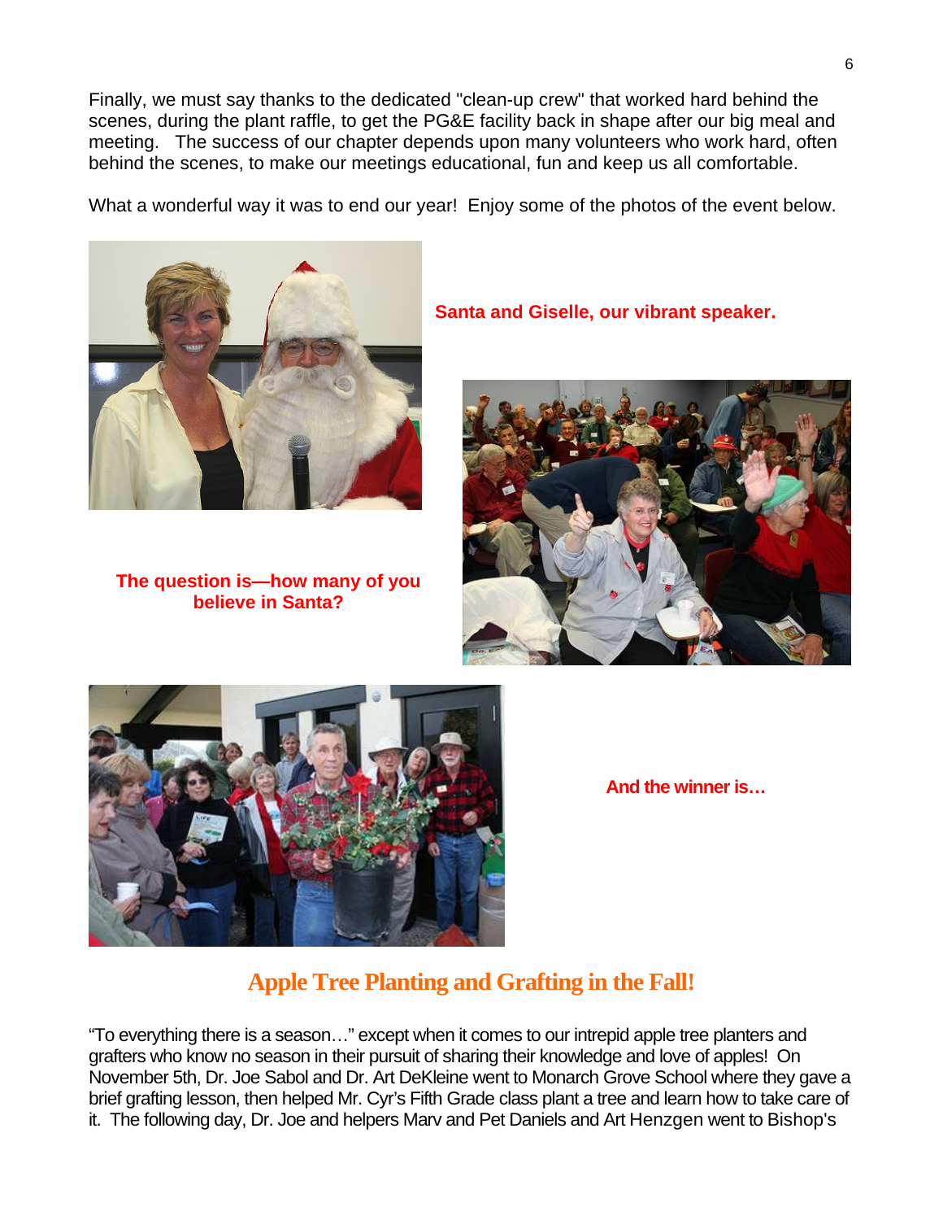Finally, we must say thanks to the dedicated "clean-up crew" that worked hard behind the scenes, during the plant raffle, to get the PG&E facility back in shape after our big meal and meeting. The success of our chapter depends upon many volunteers who work hard, often behind the scenes, to make our meetings educational, fun and keep us all comfortable.

What a wonderful way it was to end our year! Enjoy some of the photos of the event below.

**Santa and Giselle, our vibrant speaker.**

**The question is—how many of you believe in Santa?**

**And the winner is…**

## Apple Tree Planting and Grafting in the Fall!

"To everything there is a season…" except when it comes to our intrepid apple tree planters and grafters who know no season in their pursuit of sharing their knowledge and love of apples! On November 5th, Dr. Joe Sabol and Dr. Art DeKleine went to Monarch Grove School where they gave a brief grafting lesson, then helped Mr. Cyr's Fifth Grade class plant a tree and learn how to take care of it. The following day, Dr. Joe and helpers Marv and Pet Daniels and Art Henzgen went to Bishop's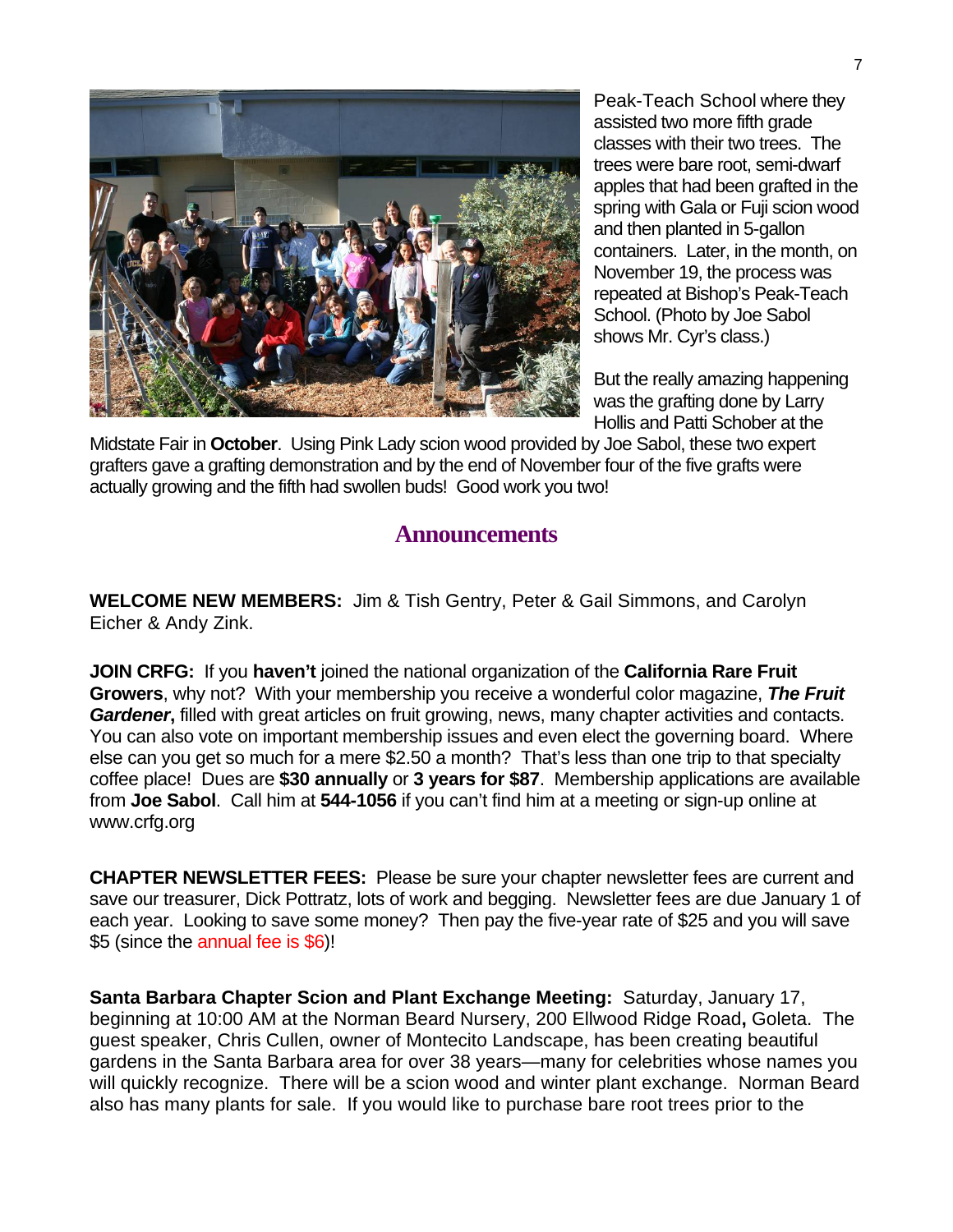Peak-Teach School where they assisted two more fifth grade classes with their two trees. The trees were bare root, semi-dwarf apples that had been grafted in the spring with Gala or Fuji scion wood and then planted in 5-gallon containers. Later, in the month, on November 19, the process was repeated at Bishop's Peak-Teach School. (Photo by Joe Sabol shows Mr. Cyr's class.)

But the really amazing happening was the grafting done by Larry Hollis and Patti Schober at the Midstate Fair in **October**. Using Pink Lady scion wood provided by Joe Sabol, these two expert grafters gave a grafting demonstration and by the end of November four of the five grafts were actually growing and the fifth had swollen buds! Good work you two!

## Announcements

**WELCOME NEW MEMBERS:** Jim & Tish Gentry, Peter & Gail Simmons, and Carolyn Eicher & Andy Zink.

**JOIN CRFG:** If you **haven't** joined the national organization of the **California Rare Fruit Growers**, why not? With your membership you receive a wonderful color magazine, ***The Fruit Gardener*****,** filled with great articles on fruit growing, news, many chapter activities and contacts. You can also vote on important membership issues and even elect the governing board. Where else can you get so much for a mere $2.50 a month? That's less than one trip to that specialty coffee place! Dues are **$30 annually** or **3 years for $87**. Membership applications are available from **Joe Sabol**. Call him at **544-1056** if you can't find him at a meeting or sign-up online at www.crfg.org

**CHAPTER NEWSLETTER FEES:** Please be sure your chapter newsletter fees are current and save our treasurer, Dick Pottratz, lots of work and begging. Newsletter fees are due January 1 of each year. Looking to save some money? Then pay the five-year rate of $25 and you will save $5 (since the annual fee is $6)!

**Santa Barbara Chapter Scion and Plant Exchange Meeting:** Saturday, January 17, beginning at 10:00 AM at the Norman Beard Nursery, 200 Ellwood Ridge Road**,** Goleta. The guest speaker, Chris Cullen, owner of Montecito Landscape, has been creating beautiful gardens in the Santa Barbara area for over 38 years—many for celebrities whose names you will quickly recognize. There will be a scion wood and winter plant exchange. Norman Beard also has many plants for sale. If you would like to purchase bare root trees prior to the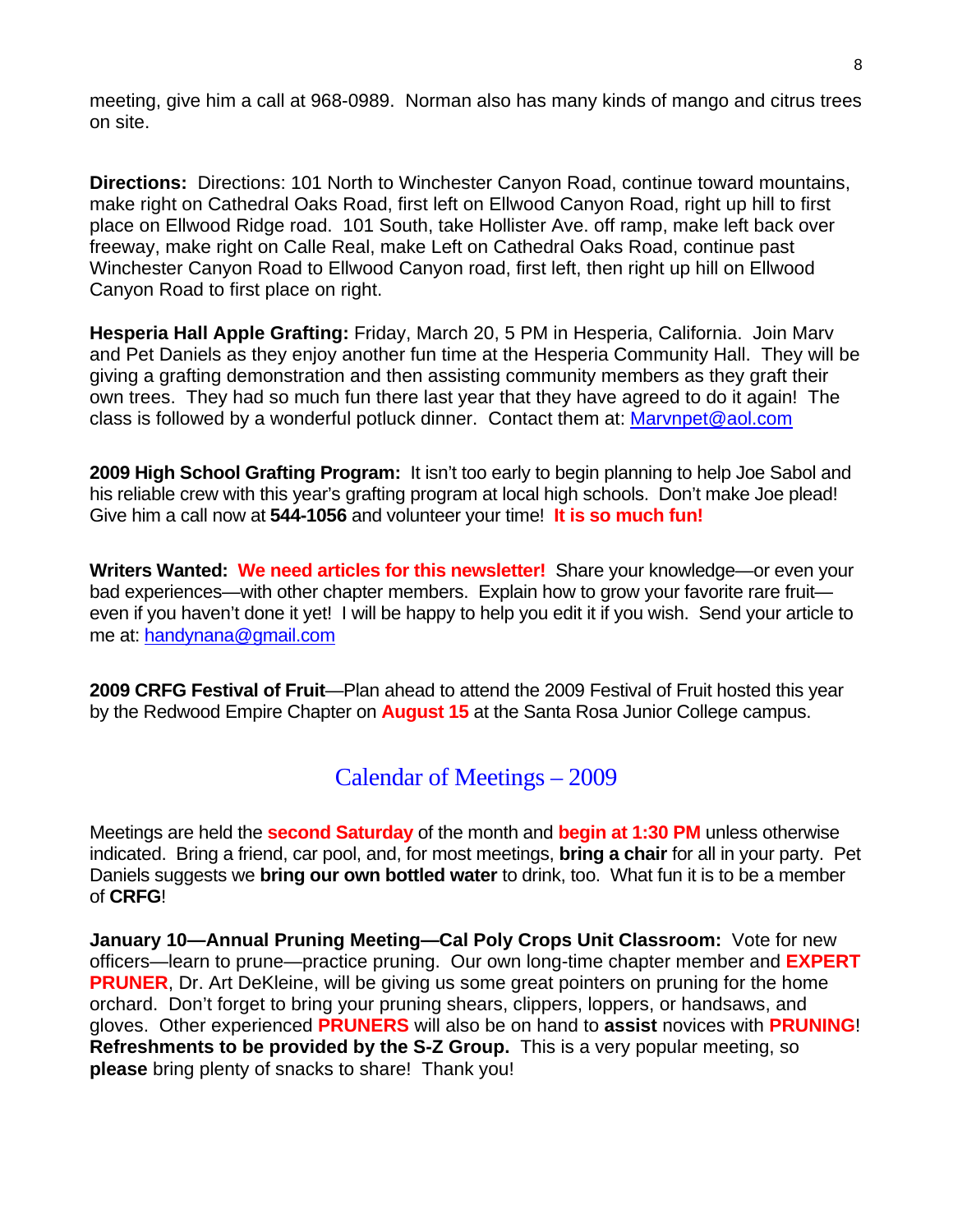meeting, give him a call at 968-0989. Norman also has many kinds of mango and citrus trees on site.

**Directions:** Directions: 101 North to Winchester Canyon Road, continue toward mountains, make right on Cathedral Oaks Road, first left on Ellwood Canyon Road, right up hill to first place on Ellwood Ridge road. 101 South, take Hollister Ave. off ramp, make left back over freeway, make right on Calle Real, make Left on Cathedral Oaks Road, continue past Winchester Canyon Road to Ellwood Canyon road, first left, then right up hill on Ellwood Canyon Road to first place on right.

**Hesperia Hall Apple Grafting:** Friday, March 20, 5 PM in Hesperia, California. Join Marv and Pet Daniels as they enjoy another fun time at the Hesperia Community Hall. They will be giving a grafting demonstration and then assisting community members as they graft their own trees. They had so much fun there last year that they have agreed to do it again! The class is followed by a wonderful potluck dinner. Contact them at: Marvnpet@aol.com

**2009 High School Grafting Program:** It isn't too early to begin planning to help Joe Sabol and his reliable crew with this year's grafting program at local high schools. Don't make Joe plead! Give him a call now at **544-1056** and volunteer your time! **It is so much fun!**

**Writers Wanted: We need articles for this newsletter!** Share your knowledge—or even your bad experiences—with other chapter members. Explain how to grow your favorite rare fruit—even if you haven't done it yet! I will be happy to help you edit it if you wish. Send your article to me at: handynana@gmail.com

**2009 CRFG Festival of Fruit**—Plan ahead to attend the 2009 Festival of Fruit hosted this year by the Redwood Empire Chapter on **August 15** at the Santa Rosa Junior College campus.

## Calendar of Meetings – 2009

Meetings are held the **second Saturday** of the month and **begin at 1:30 PM** unless otherwise indicated. Bring a friend, car pool, and, for most meetings, **bring a chair** for all in your party. Pet Daniels suggests we **bring our own bottled water** to drink, too. What fun it is to be a member of **CRFG**!

**January 10—Annual Pruning Meeting—Cal Poly Crops Unit Classroom:** Vote for new officers—learn to prune—practice pruning. Our own long-time chapter member and **EXPERT PRUNER**, Dr. Art DeKleine, will be giving us some great pointers on pruning for the home orchard. Don't forget to bring your pruning shears, clippers, loppers, or handsaws, and gloves. Other experienced **PRUNERS** will also be on hand to **assist** novices with **PRUNING**! **Refreshments to be provided by the S-Z Group.** This is a very popular meeting, so **please** bring plenty of snacks to share! Thank you!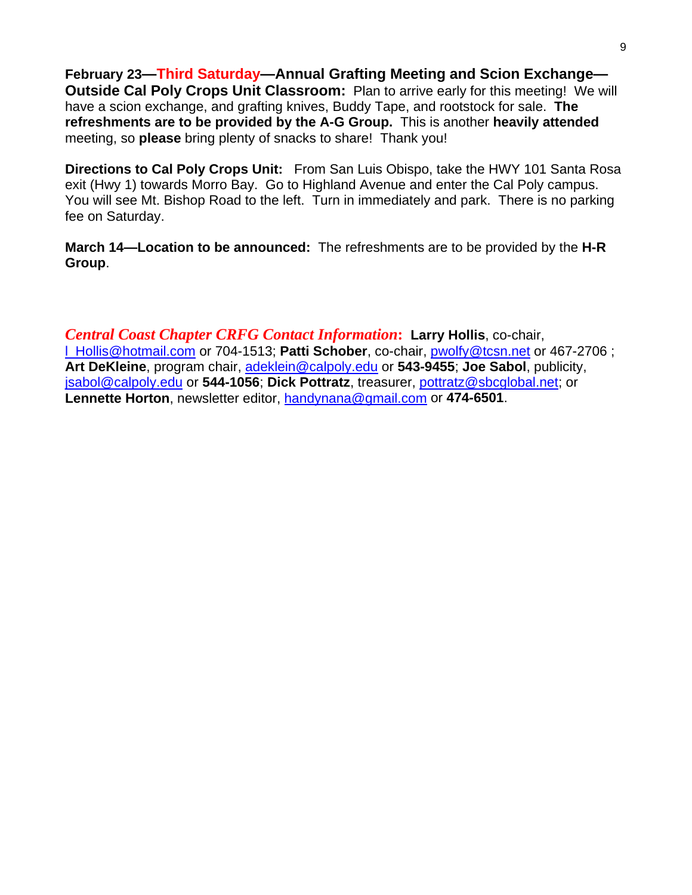**February 23—Third Saturday—Annual Grafting Meeting and Scion Exchange—Outside Cal Poly Crops Unit Classroom:** Plan to arrive early for this meeting! We will have a scion exchange, and grafting knives, Buddy Tape, and rootstock for sale. **The refreshments are to be provided by the A-G Group.** This is another **heavily attended** meeting, so **please** bring plenty of snacks to share! Thank you!

**Directions to Cal Poly Crops Unit:** From San Luis Obispo, take the HWY 101 Santa Rosa exit (Hwy 1) towards Morro Bay. Go to Highland Avenue and enter the Cal Poly campus. You will see Mt. Bishop Road to the left. Turn in immediately and park. There is no parking fee on Saturday.

**March 14—Location to be announced:** The refreshments are to be provided by the **H-R Group**.

***Central Coast Chapter CRFG Contact Information:*** **Larry Hollis**, co-chair, l_Hollis@hotmail.com or 704-1513; **Patti Schober**, co-chair, pwolfy@tcsn.net or 467-2706 ; **Art DeKleine**, program chair, adeklein@calpoly.edu or **543-9455**; **Joe Sabol**, publicity, jsabol@calpoly.edu or **544-1056**; **Dick Pottratz**, treasurer, pottratz@sbcglobal.net; or **Lennette Horton**, newsletter editor, handynana@gmail.com or **474-6501**.